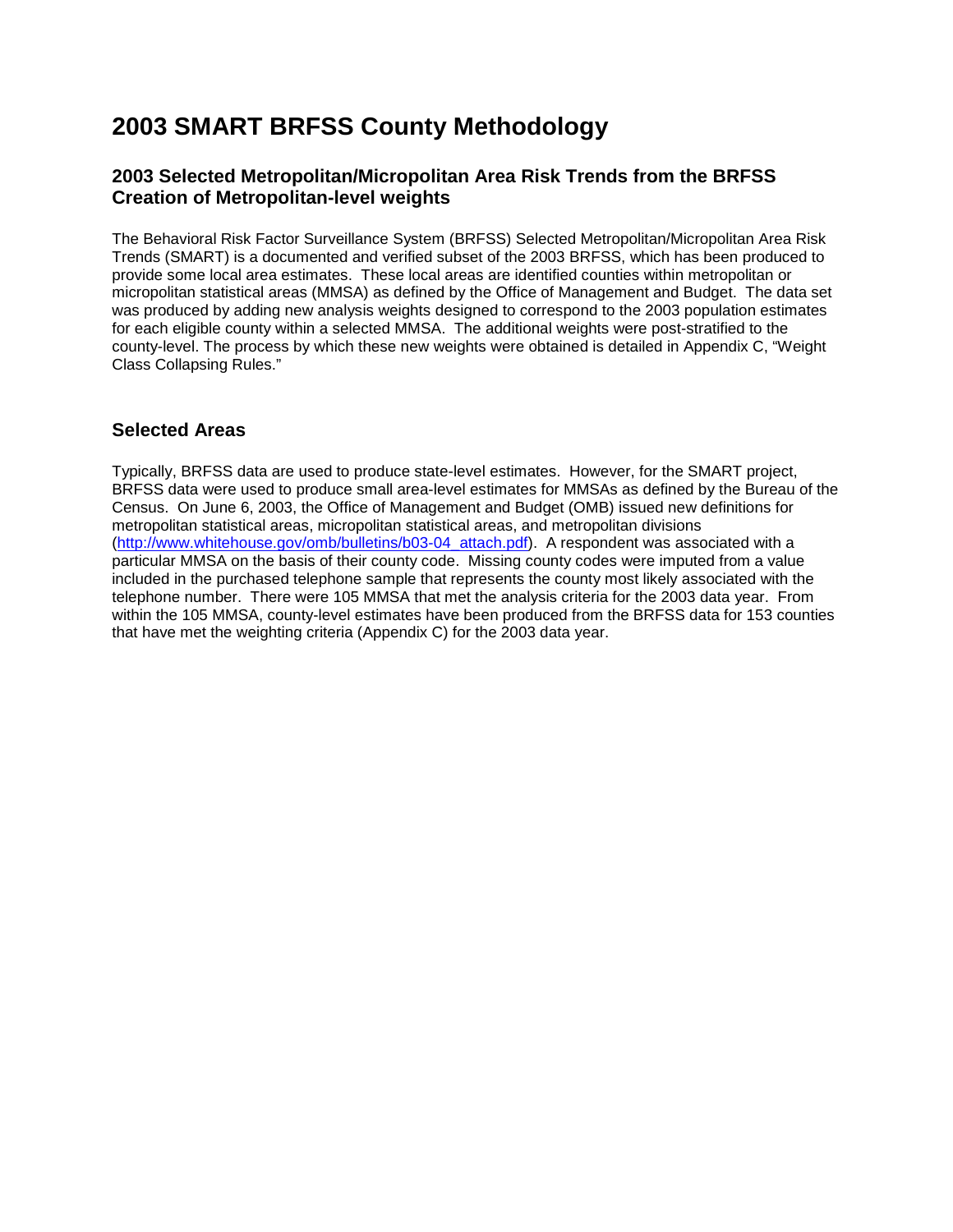# 2003 SMART BRFSS County Methodology

## 2003 Selected Metropolitan/Micropolitan Area Risk Trends from the BRFSS Creation of Metropolitan-level weights

The Behavioral Risk Factor Surveillance System (BRFSS) Selected Metropolitan/Micropolitan Area Risk Trends (SMART) is a documented and verified subset of the 2003 BRFSS, which has been produced to provide some local area estimates. These local areas are identified counties within metropolitan or micropolitan statistical areas (MMSA) as defined by the Office of Management and Budget. The data set was produced by adding new analysis weights designed to correspond to the 2003 population estimates for each eligible county within a selected MMSA. The additional weights were post-stratified to the county-level. The process by which these new weights were obtained is detailed in Appendix C, "Weight Class Collapsing Rules."

## Selected Areas

Typically, BRFSS data are used to produce state-level estimates. However, for the SMART project, BRFSS data were used to produce small area-level estimates for MMSAs as defined by the Bureau of the Census. On June 6, 2003, the Office of Management and Budget (OMB) issued new definitions for metropolitan statistical areas, micropolitan statistical areas, and metropolitan divisions (http://www.whitehouse.gov/omb/bulletins/b03-04_attach.pdf). A respondent was associated with a particular MMSA on the basis of their county code. Missing county codes were imputed from a value included in the purchased telephone sample that represents the county most likely associated with the telephone number. There were 105 MMSA that met the analysis criteria for the 2003 data year. From within the 105 MMSA, county-level estimates have been produced from the BRFSS data for 153 counties that have met the weighting criteria (Appendix C) for the 2003 data year.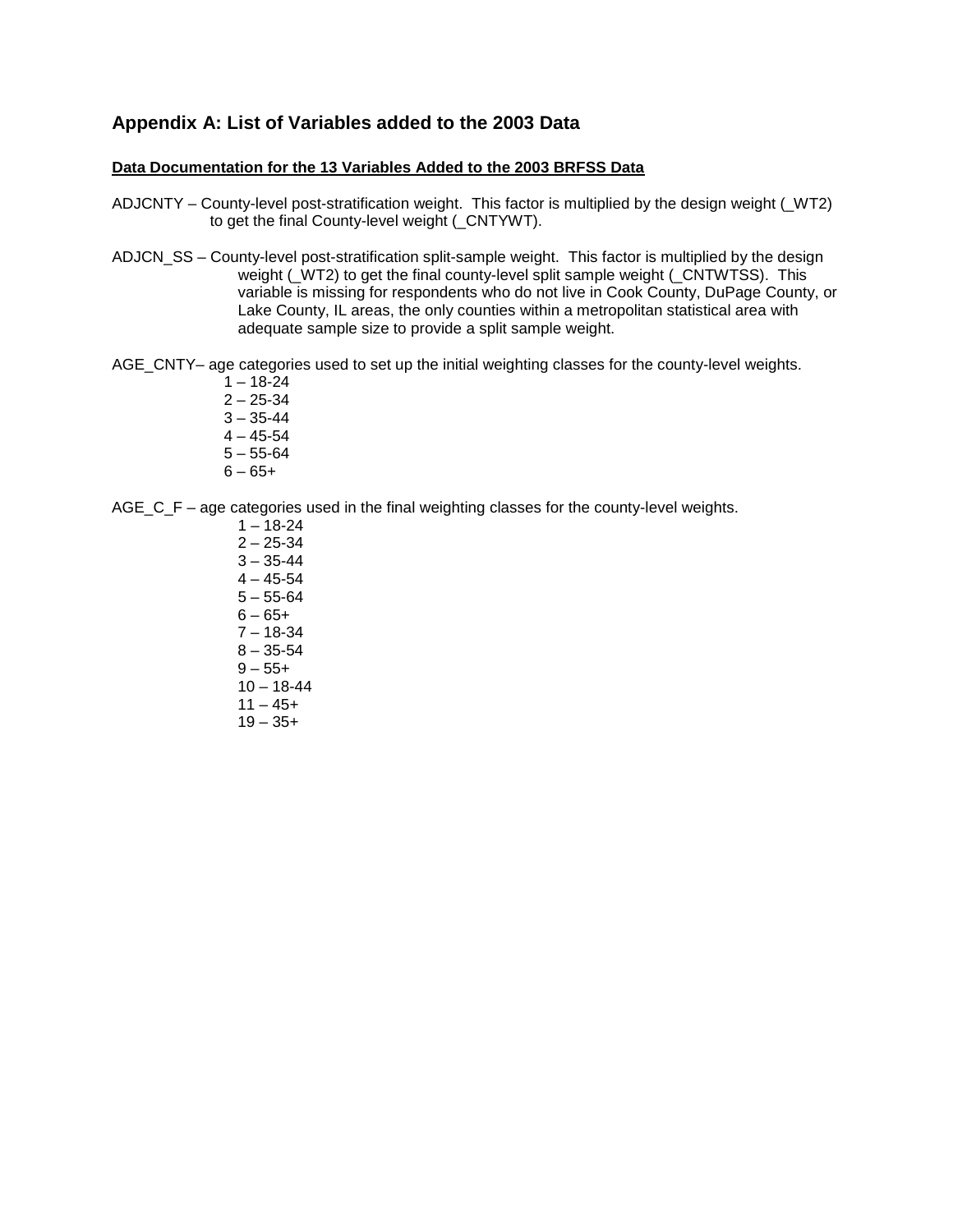## Appendix A: List of Variables added to the 2003 Data

**Data Documentation for the 13 Variables Added to the 2003 BRFSS Data**

ADJCNTY – County-level post-stratification weight. This factor is multiplied by the design weight (_WT2) to get the final County-level weight (_CNTYWT).

ADJCN_SS – County-level post-stratification split-sample weight. This factor is multiplied by the design weight (_WT2) to get the final county-level split sample weight (_CNTWTSS). This variable is missing for respondents who do not live in Cook County, DuPage County, or Lake County, IL areas, the only counties within a metropolitan statistical area with adequate sample size to provide a split sample weight.

AGE_CNTY– age categories used to set up the initial weighting classes for the county-level weights.

1 – 18-24
2 – 25-34
3 – 35-44
4 – 45-54
5 – 55-64
6 – 65+

AGE_C_F – age categories used in the final weighting classes for the county-level weights.

1 – 18-24
2 – 25-34
3 – 35-44
4 – 45-54
5 – 55-64
6 – 65+
7 – 18-34
8 – 35-54
9 – 55+
10 – 18-44
11 – 45+
19 – 35+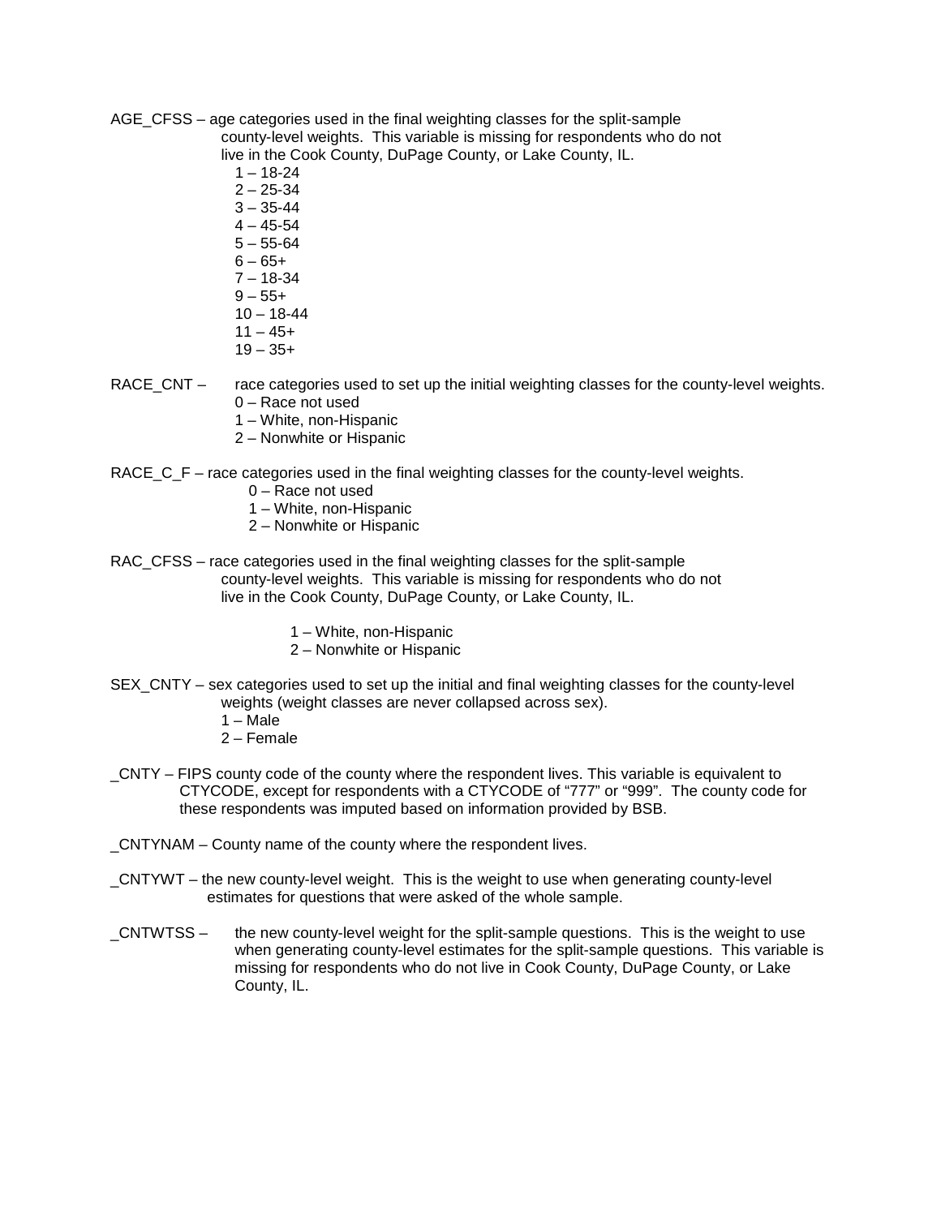AGE_CFSS – age categories used in the final weighting classes for the split-sample county-level weights. This variable is missing for respondents who do not live in the Cook County, DuPage County, or Lake County, IL.

- 1 – 18-24
- 2 – 25-34
- 3 – 35-44
- 4 – 45-54
- 5 – 55-64
- 6 – 65+
- 7 – 18-34
- 9 – 55+
- 10 – 18-44
- 11 – 45+
- 19 – 35+

RACE_CNT – race categories used to set up the initial weighting classes for the county-level weights.

- 0 – Race not used
- 1 – White, non-Hispanic
- 2 – Nonwhite or Hispanic

RACE_C_F – race categories used in the final weighting classes for the county-level weights.

- 0 – Race not used
- 1 – White, non-Hispanic
- 2 – Nonwhite or Hispanic

RAC_CFSS – race categories used in the final weighting classes for the split-sample county-level weights. This variable is missing for respondents who do not live in the Cook County, DuPage County, or Lake County, IL.

- 1 – White, non-Hispanic
- 2 – Nonwhite or Hispanic

SEX_CNTY – sex categories used to set up the initial and final weighting classes for the county-level weights (weight classes are never collapsed across sex).

- 1 – Male
- 2 – Female

_CNTY – FIPS county code of the county where the respondent lives. This variable is equivalent to CTYCODE, except for respondents with a CTYCODE of "777" or "999". The county code for these respondents was imputed based on information provided by BSB.

_CNTYNAM – County name of the county where the respondent lives.

_CNTYWT – the new county-level weight. This is the weight to use when generating county-level estimates for questions that were asked of the whole sample.

_CNTWTSS – the new county-level weight for the split-sample questions. This is the weight to use when generating county-level estimates for the split-sample questions. This variable is missing for respondents who do not live in Cook County, DuPage County, or Lake County, IL.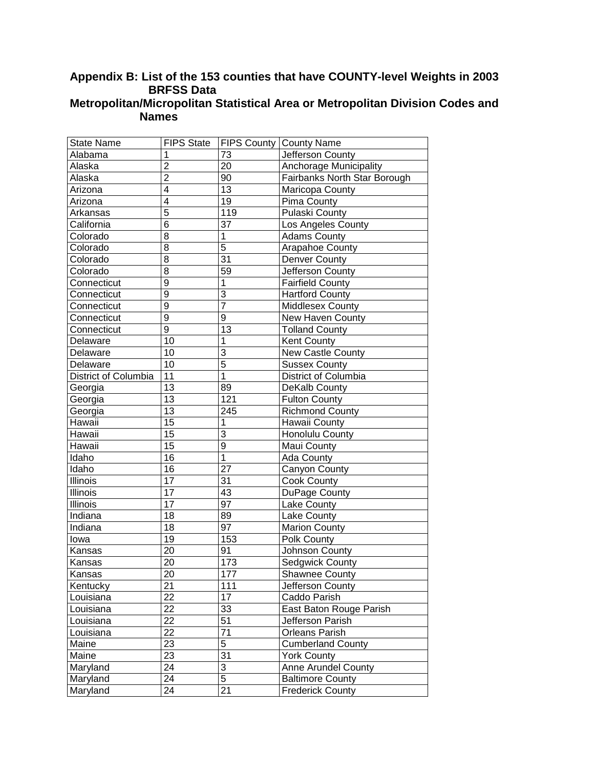## Appendix B: List of the 153 counties that have COUNTY-level Weights in 2003 BRFSS Data

## Metropolitan/Micropolitan Statistical Area or Metropolitan Division Codes and Names

| State Name | FIPS State | FIPS County | County Name |
|---|---|---|---|
| Alabama | 1 | 73 | Jefferson County |
| Alaska | 2 | 20 | Anchorage Municipality |
| Alaska | 2 | 90 | Fairbanks North Star Borough |
| Arizona | 4 | 13 | Maricopa County |
| Arizona | 4 | 19 | Pima County |
| Arkansas | 5 | 119 | Pulaski County |
| California | 6 | 37 | Los Angeles County |
| Colorado | 8 | 1 | Adams County |
| Colorado | 8 | 5 | Arapahoe County |
| Colorado | 8 | 31 | Denver County |
| Colorado | 8 | 59 | Jefferson County |
| Connecticut | 9 | 1 | Fairfield County |
| Connecticut | 9 | 3 | Hartford County |
| Connecticut | 9 | 7 | Middlesex County |
| Connecticut | 9 | 9 | New Haven County |
| Connecticut | 9 | 13 | Tolland County |
| Delaware | 10 | 1 | Kent County |
| Delaware | 10 | 3 | New Castle County |
| Delaware | 10 | 5 | Sussex County |
| District of Columbia | 11 | 1 | District of Columbia |
| Georgia | 13 | 89 | DeKalb County |
| Georgia | 13 | 121 | Fulton County |
| Georgia | 13 | 245 | Richmond County |
| Hawaii | 15 | 1 | Hawaii County |
| Hawaii | 15 | 3 | Honolulu County |
| Hawaii | 15 | 9 | Maui County |
| Idaho | 16 | 1 | Ada County |
| Idaho | 16 | 27 | Canyon County |
| Illinois | 17 | 31 | Cook County |
| Illinois | 17 | 43 | DuPage County |
| Illinois | 17 | 97 | Lake County |
| Indiana | 18 | 89 | Lake County |
| Indiana | 18 | 97 | Marion County |
| Iowa | 19 | 153 | Polk County |
| Kansas | 20 | 91 | Johnson County |
| Kansas | 20 | 173 | Sedgwick County |
| Kansas | 20 | 177 | Shawnee County |
| Kentucky | 21 | 111 | Jefferson County |
| Louisiana | 22 | 17 | Caddo Parish |
| Louisiana | 22 | 33 | East Baton Rouge Parish |
| Louisiana | 22 | 51 | Jefferson Parish |
| Louisiana | 22 | 71 | Orleans Parish |
| Maine | 23 | 5 | Cumberland County |
| Maine | 23 | 31 | York County |
| Maryland | 24 | 3 | Anne Arundel County |
| Maryland | 24 | 5 | Baltimore County |
| Maryland | 24 | 21 | Frederick County |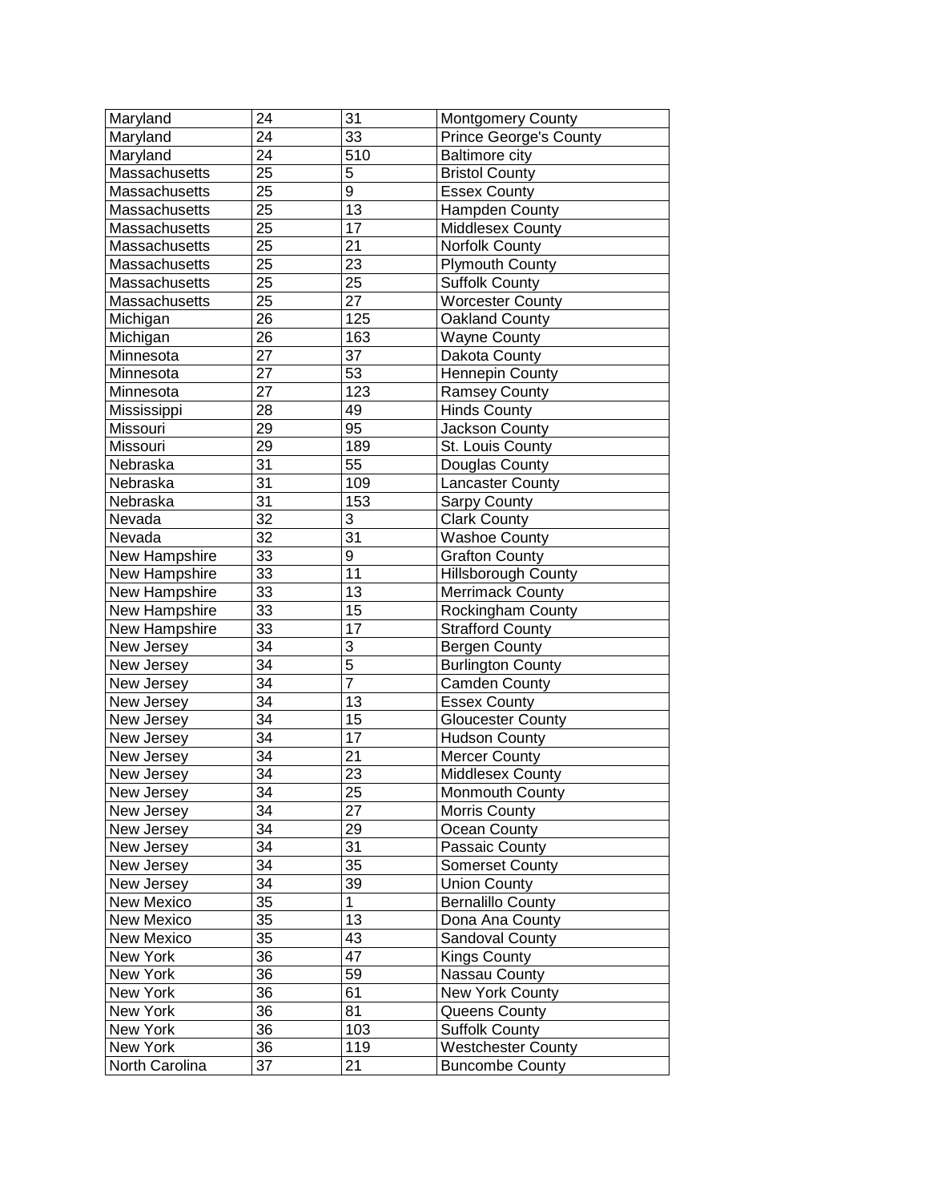| Maryland | 24 | 31 | Montgomery County |
|---|---|---|---|
| Maryland | 24 | 33 | Prince George's County |
| Maryland | 24 | 510 | Baltimore city |
| Massachusetts | 25 | 5 | Bristol County |
| Massachusetts | 25 | 9 | Essex County |
| Massachusetts | 25 | 13 | Hampden County |
| Massachusetts | 25 | 17 | Middlesex County |
| Massachusetts | 25 | 21 | Norfolk County |
| Massachusetts | 25 | 23 | Plymouth County |
| Massachusetts | 25 | 25 | Suffolk County |
| Massachusetts | 25 | 27 | Worcester County |
| Michigan | 26 | 125 | Oakland County |
| Michigan | 26 | 163 | Wayne County |
| Minnesota | 27 | 37 | Dakota County |
| Minnesota | 27 | 53 | Hennepin County |
| Minnesota | 27 | 123 | Ramsey County |
| Mississippi | 28 | 49 | Hinds County |
| Missouri | 29 | 95 | Jackson County |
| Missouri | 29 | 189 | St. Louis County |
| Nebraska | 31 | 55 | Douglas County |
| Nebraska | 31 | 109 | Lancaster County |
| Nebraska | 31 | 153 | Sarpy County |
| Nevada | 32 | 3 | Clark County |
| Nevada | 32 | 31 | Washoe County |
| New Hampshire | 33 | 9 | Grafton County |
| New Hampshire | 33 | 11 | Hillsborough County |
| New Hampshire | 33 | 13 | Merrimack County |
| New Hampshire | 33 | 15 | Rockingham County |
| New Hampshire | 33 | 17 | Strafford County |
| New Jersey | 34 | 3 | Bergen County |
| New Jersey | 34 | 5 | Burlington County |
| New Jersey | 34 | 7 | Camden County |
| New Jersey | 34 | 13 | Essex County |
| New Jersey | 34 | 15 | Gloucester County |
| New Jersey | 34 | 17 | Hudson County |
| New Jersey | 34 | 21 | Mercer County |
| New Jersey | 34 | 23 | Middlesex County |
| New Jersey | 34 | 25 | Monmouth County |
| New Jersey | 34 | 27 | Morris County |
| New Jersey | 34 | 29 | Ocean County |
| New Jersey | 34 | 31 | Passaic County |
| New Jersey | 34 | 35 | Somerset County |
| New Jersey | 34 | 39 | Union County |
| New Mexico | 35 | 1 | Bernalillo County |
| New Mexico | 35 | 13 | Dona Ana County |
| New Mexico | 35 | 43 | Sandoval County |
| New York | 36 | 47 | Kings County |
| New York | 36 | 59 | Nassau County |
| New York | 36 | 61 | New York County |
| New York | 36 | 81 | Queens County |
| New York | 36 | 103 | Suffolk County |
| New York | 36 | 119 | Westchester County |
| North Carolina | 37 | 21 | Buncombe County |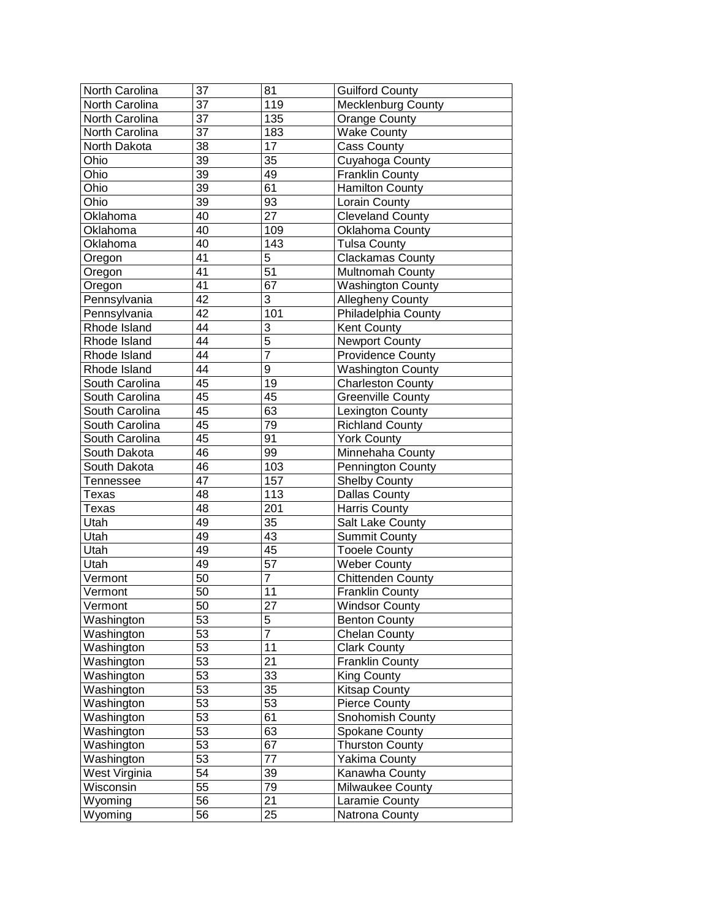| North Carolina | 37 | 81 | Guilford County |
|---|---|---|---|
| North Carolina | 37 | 119 | Mecklenburg County |
| North Carolina | 37 | 135 | Orange County |
| North Carolina | 37 | 183 | Wake County |
| North Dakota | 38 | 17 | Cass County |
| Ohio | 39 | 35 | Cuyahoga County |
| Ohio | 39 | 49 | Franklin County |
| Ohio | 39 | 61 | Hamilton County |
| Ohio | 39 | 93 | Lorain County |
| Oklahoma | 40 | 27 | Cleveland County |
| Oklahoma | 40 | 109 | Oklahoma County |
| Oklahoma | 40 | 143 | Tulsa County |
| Oregon | 41 | 5 | Clackamas County |
| Oregon | 41 | 51 | Multnomah County |
| Oregon | 41 | 67 | Washington County |
| Pennsylvania | 42 | 3 | Allegheny County |
| Pennsylvania | 42 | 101 | Philadelphia County |
| Rhode Island | 44 | 3 | Kent County |
| Rhode Island | 44 | 5 | Newport County |
| Rhode Island | 44 | 7 | Providence County |
| Rhode Island | 44 | 9 | Washington County |
| South Carolina | 45 | 19 | Charleston County |
| South Carolina | 45 | 45 | Greenville County |
| South Carolina | 45 | 63 | Lexington County |
| South Carolina | 45 | 79 | Richland County |
| South Carolina | 45 | 91 | York County |
| South Dakota | 46 | 99 | Minnehaha County |
| South Dakota | 46 | 103 | Pennington County |
| Tennessee | 47 | 157 | Shelby County |
| Texas | 48 | 113 | Dallas County |
| Texas | 48 | 201 | Harris County |
| Utah | 49 | 35 | Salt Lake County |
| Utah | 49 | 43 | Summit County |
| Utah | 49 | 45 | Tooele County |
| Utah | 49 | 57 | Weber County |
| Vermont | 50 | 7 | Chittenden County |
| Vermont | 50 | 11 | Franklin County |
| Vermont | 50 | 27 | Windsor County |
| Washington | 53 | 5 | Benton County |
| Washington | 53 | 7 | Chelan County |
| Washington | 53 | 11 | Clark County |
| Washington | 53 | 21 | Franklin County |
| Washington | 53 | 33 | King County |
| Washington | 53 | 35 | Kitsap County |
| Washington | 53 | 53 | Pierce County |
| Washington | 53 | 61 | Snohomish County |
| Washington | 53 | 63 | Spokane County |
| Washington | 53 | 67 | Thurston County |
| Washington | 53 | 77 | Yakima County |
| West Virginia | 54 | 39 | Kanawha County |
| Wisconsin | 55 | 79 | Milwaukee County |
| Wyoming | 56 | 21 | Laramie County |
| Wyoming | 56 | 25 | Natrona County |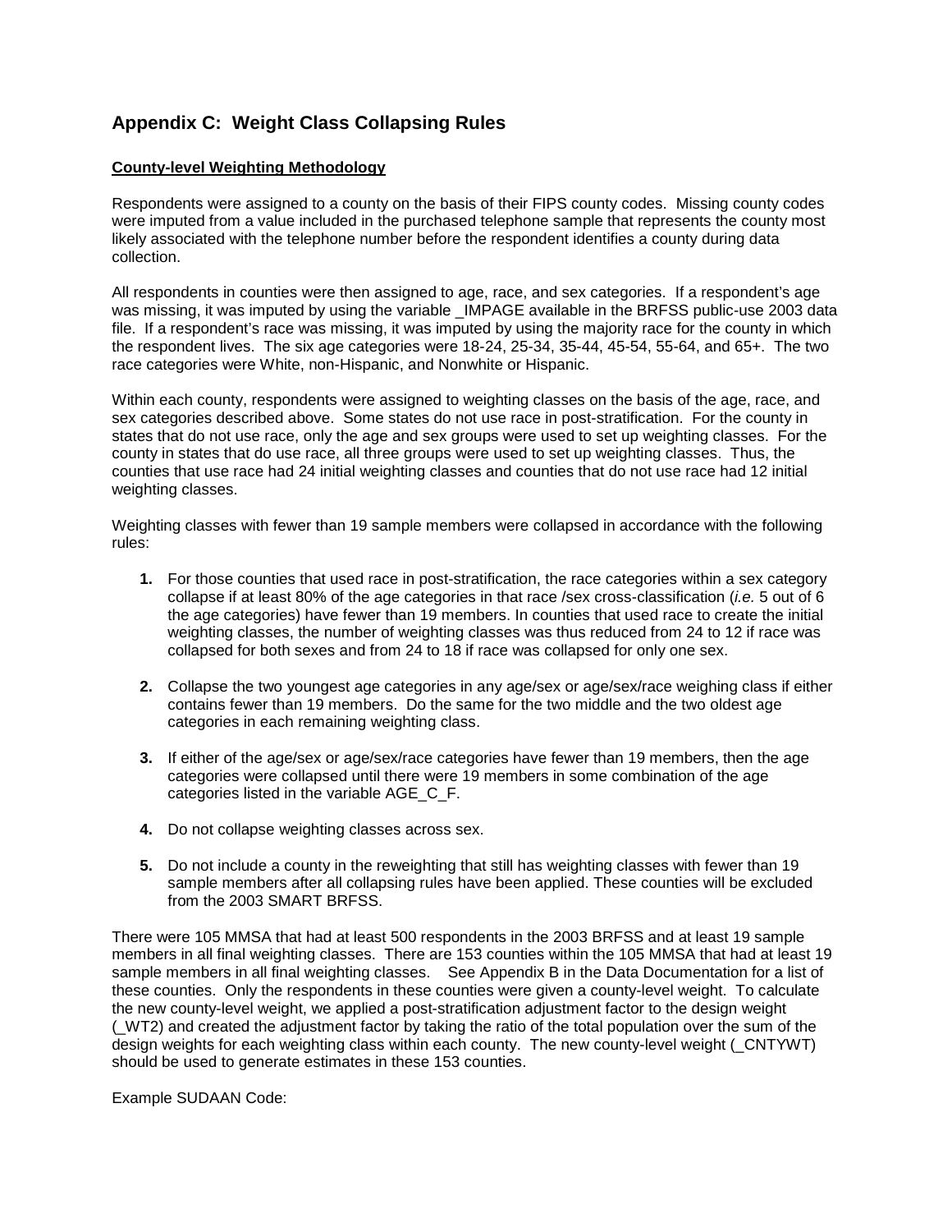## Appendix C: Weight Class Collapsing Rules

### County-level Weighting Methodology

Respondents were assigned to a county on the basis of their FIPS county codes. Missing county codes were imputed from a value included in the purchased telephone sample that represents the county most likely associated with the telephone number before the respondent identifies a county during data collection.

All respondents in counties were then assigned to age, race, and sex categories. If a respondent's age was missing, it was imputed by using the variable _IMPAGE available in the BRFSS public-use 2003 data file. If a respondent's race was missing, it was imputed by using the majority race for the county in which the respondent lives. The six age categories were 18-24, 25-34, 35-44, 45-54, 55-64, and 65+. The two race categories were White, non-Hispanic, and Nonwhite or Hispanic.

Within each county, respondents were assigned to weighting classes on the basis of the age, race, and sex categories described above. Some states do not use race in post-stratification. For the county in states that do not use race, only the age and sex groups were used to set up weighting classes. For the county in states that do use race, all three groups were used to set up weighting classes. Thus, the counties that use race had 24 initial weighting classes and counties that do not use race had 12 initial weighting classes.

Weighting classes with fewer than 19 sample members were collapsed in accordance with the following rules:

1. For those counties that used race in post-stratification, the race categories within a sex category collapse if at least 80% of the age categories in that race /sex cross-classification (*i.e.* 5 out of 6 the age categories) have fewer than 19 members. In counties that used race to create the initial weighting classes, the number of weighting classes was thus reduced from 24 to 12 if race was collapsed for both sexes and from 24 to 18 if race was collapsed for only one sex.
2. Collapse the two youngest age categories in any age/sex or age/sex/race weighing class if either contains fewer than 19 members. Do the same for the two middle and the two oldest age categories in each remaining weighting class.
3. If either of the age/sex or age/sex/race categories have fewer than 19 members, then the age categories were collapsed until there were 19 members in some combination of the age categories listed in the variable AGE_C_F.
4. Do not collapse weighting classes across sex.
5. Do not include a county in the reweighting that still has weighting classes with fewer than 19 sample members after all collapsing rules have been applied. These counties will be excluded from the 2003 SMART BRFSS.

There were 105 MMSA that had at least 500 respondents in the 2003 BRFSS and at least 19 sample members in all final weighting classes. There are 153 counties within the 105 MMSA that had at least 19 sample members in all final weighting classes. See Appendix B in the Data Documentation for a list of these counties. Only the respondents in these counties were given a county-level weight. To calculate the new county-level weight, we applied a post-stratification adjustment factor to the design weight (_WT2) and created the adjustment factor by taking the ratio of the total population over the sum of the design weights for each weighting class within each county. The new county-level weight (_CNTYWT) should be used to generate estimates in these 153 counties.

Example SUDAAN Code: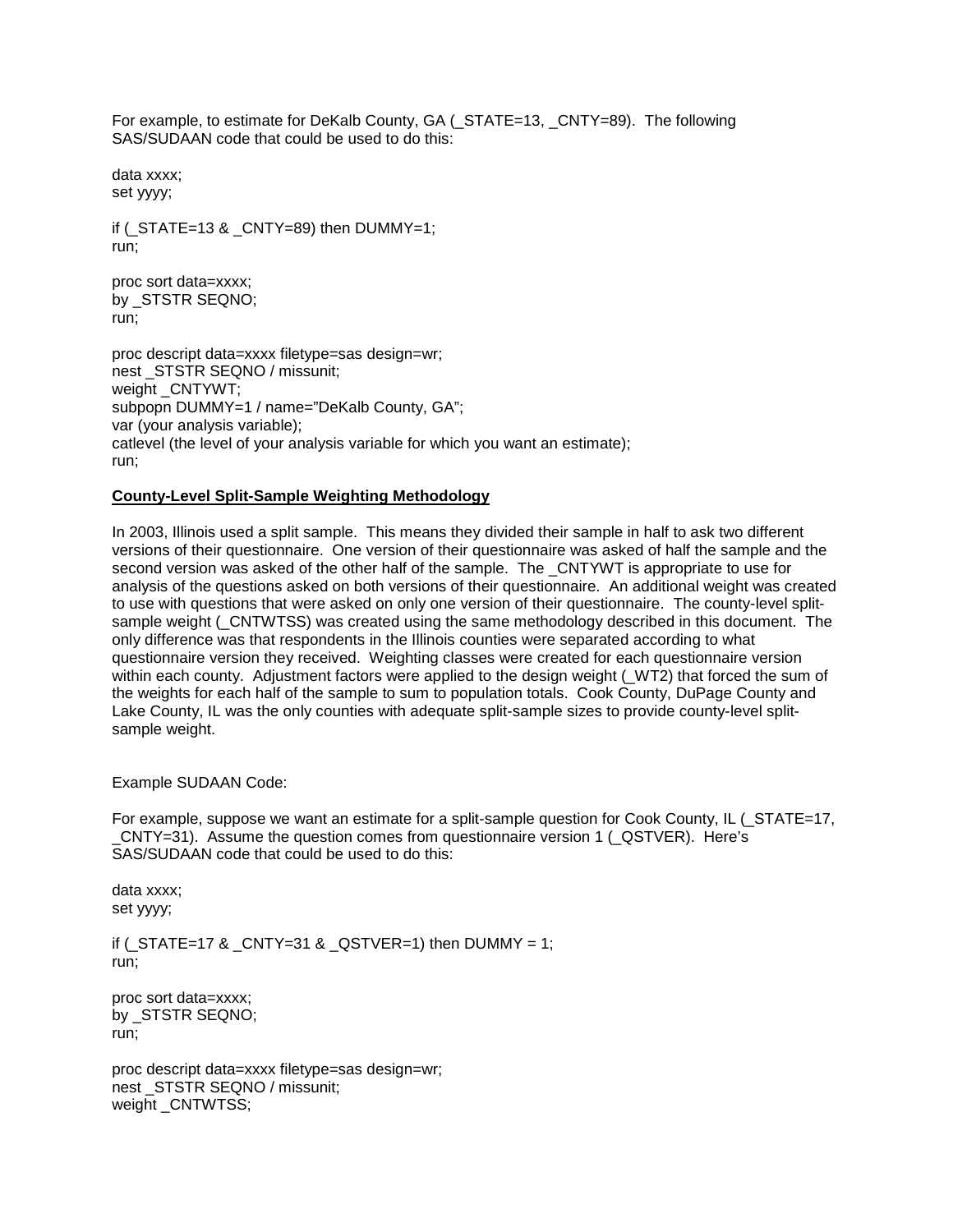For example, to estimate for DeKalb County, GA (_STATE=13, _CNTY=89). The following SAS/SUDAAN code that could be used to do this:

```
data xxxx;
set yyyy;

if (_STATE=13 & _CNTY=89) then DUMMY=1;
run;

proc sort data=xxxx;
by _STSTR SEQNO;
run;

proc descript data=xxxx filetype=sas design=wr;
nest _STSTR SEQNO / missunit;
weight _CNTYWT;
subpopn DUMMY=1 / name="DeKalb County, GA";
var (your analysis variable);
catlevel (the level of your analysis variable for which you want an estimate);
run;
```

**County-Level Split-Sample Weighting Methodology**

In 2003, Illinois used a split sample. This means they divided their sample in half to ask two different versions of their questionnaire. One version of their questionnaire was asked of half the sample and the second version was asked of the other half of the sample. The _CNTYWT is appropriate to use for analysis of the questions asked on both versions of their questionnaire. An additional weight was created to use with questions that were asked on only one version of their questionnaire. The county-level split-sample weight (_CNTWTSS) was created using the same methodology described in this document. The only difference was that respondents in the Illinois counties were separated according to what questionnaire version they received. Weighting classes were created for each questionnaire version within each county. Adjustment factors were applied to the design weight (_WT2) that forced the sum of the weights for each half of the sample to sum to population totals. Cook County, DuPage County and Lake County, IL was the only counties with adequate split-sample sizes to provide county-level split-sample weight.

Example SUDAAN Code:

For example, suppose we want an estimate for a split-sample question for Cook County, IL (_STATE=17, _CNTY=31). Assume the question comes from questionnaire version 1 (_QSTVER). Here's SAS/SUDAAN code that could be used to do this:

```
data xxxx;
set yyyy;

if (_STATE=17 & _CNTY=31 & _QSTVER=1) then DUMMY = 1;
run;

proc sort data=xxxx;
by _STSTR SEQNO;
run;

proc descript data=xxxx filetype=sas design=wr;
nest _STSTR SEQNO / missunit;
weight _CNTWTSS;
```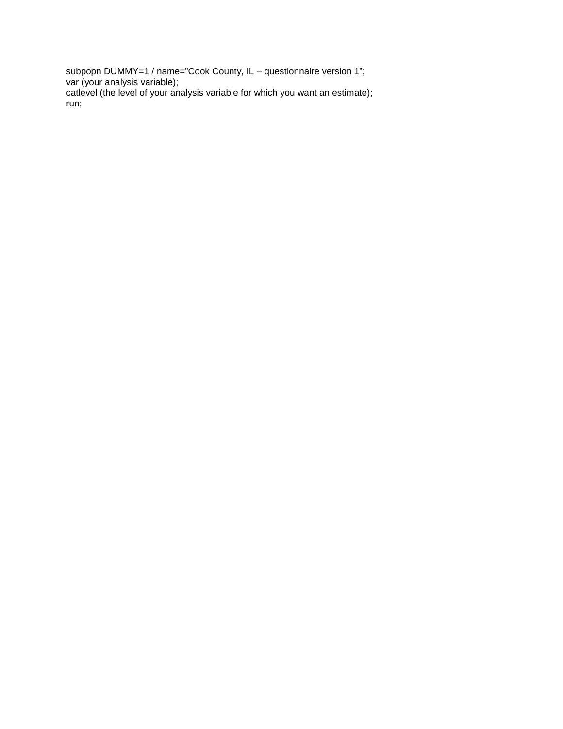```
subpopn DUMMY=1 / name="Cook County, IL – questionnaire version 1";
var (your analysis variable);
catlevel (the level of your analysis variable for which you want an estimate);
run;
```